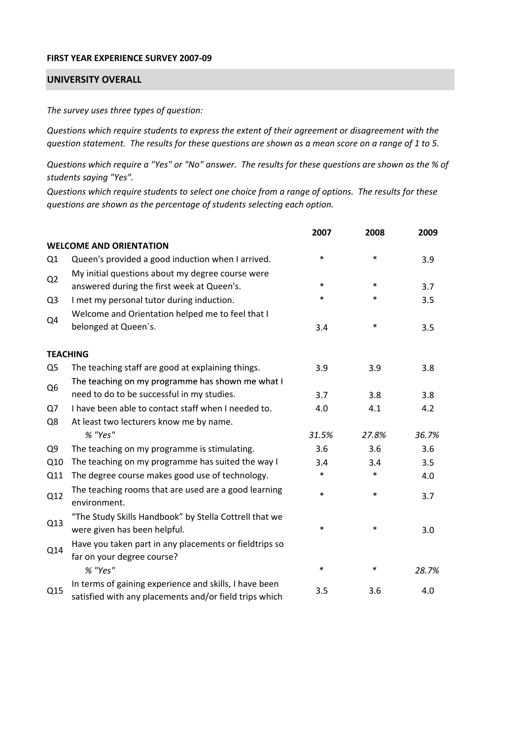**FIRST YEAR EXPERIENCE SURVEY 2007-09**

## UNIVERSITY OVERALL

*The survey uses three types of question:*

*Questions which require students to express the extent of their agreement or disagreement with the question statement. The results for these questions are shown as a mean score on a range of 1 to 5.*

*Questions which require a "Yes" or "No" answer. The results for these questions are shown as the % of students saying "Yes".*

*Questions which require students to select one choice from a range of options. The results for these questions are shown as the percentage of students selecting each option.*

| | | 2007 | 2008 | 2009 |
|---|---|---|---|---|
| **WELCOME AND ORIENTATION** | | | | |
| Q1 | Queen's provided a good induction when I arrived. | * | * | 3.9 |
| Q2 | My initial questions about my degree course were answered during the first week at Queen's. | * | * | 3.7 |
| Q3 | I met my personal tutor during induction. | * | * | 3.5 |
| Q4 | Welcome and Orientation helped me to feel that I belonged at Queen´s. | 3.4 | * | 3.5 |
| **TEACHING** | | | | |
| Q5 | The teaching staff are good at explaining things. | 3.9 | 3.9 | 3.8 |
| Q6 | The teaching on my programme has shown me what I need to do to be successful in my studies. | 3.7 | 3.8 | 3.8 |
| Q7 | I have been able to contact staff when I needed to. | 4.0 | 4.1 | 4.2 |
| Q8 | At least two lecturers know me by name. | | | |
| | *% "Yes"* | *31.5%* | *27.8%* | *36.7%* |
| Q9 | The teaching on my programme is stimulating. | 3.6 | 3.6 | 3.6 |
| Q10 | The teaching on my programme has suited the way I | 3.4 | 3.4 | 3.5 |
| Q11 | The degree course makes good use of technology. | * | * | 4.0 |
| Q12 | The teaching rooms that are used are a good learning environment. | * | * | 3.7 |
| Q13 | "The Study Skills Handbook" by Stella Cottrell that we were given has been helpful. | * | * | 3.0 |
| Q14 | Have you taken part in any placements or fieldtrips so far on your degree course? | | | |
| | *% "Yes"* | * | * | *28.7%* |
| Q15 | In terms of gaining experience and skills, I have been satisfied with any placements and/or field trips which | 3.5 | 3.6 | 4.0 |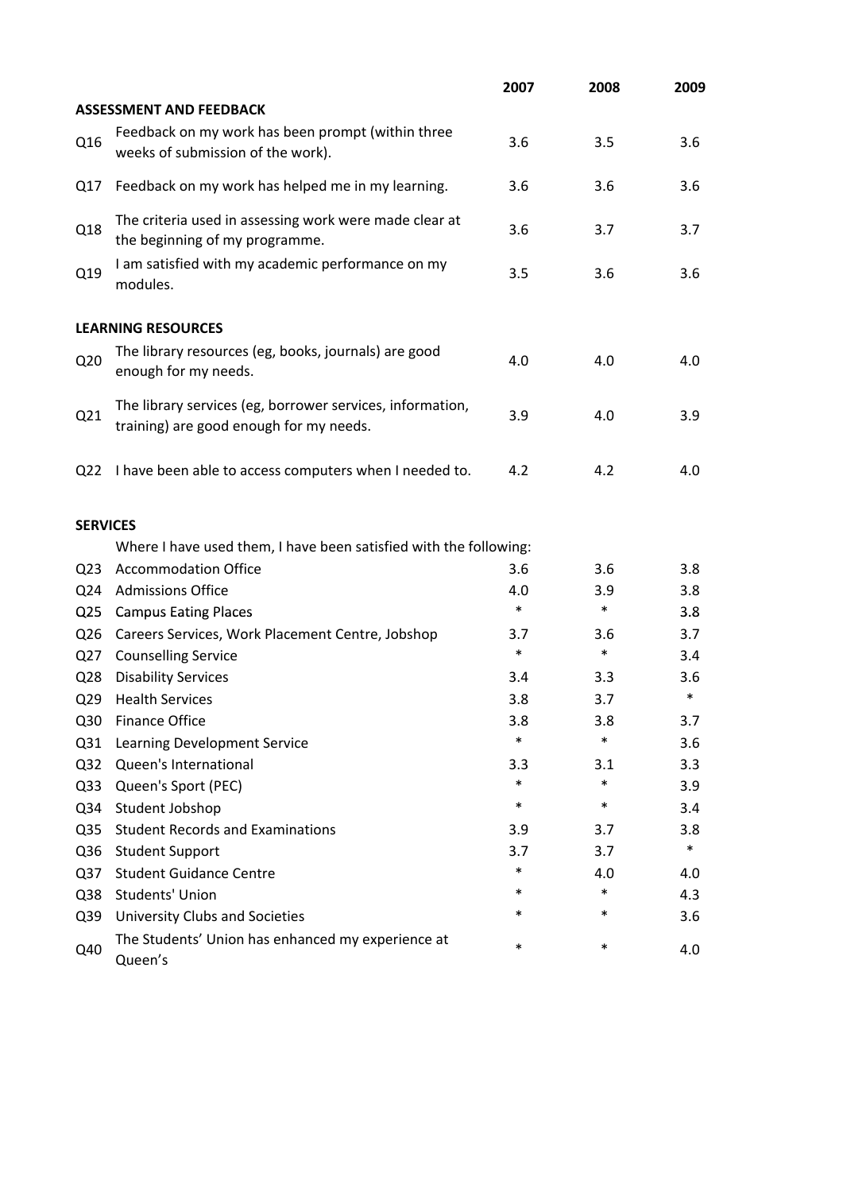| | | 2007 | 2008 | 2009 |
|---|---|---|---|---|
| **ASSESSMENT AND FEEDBACK** | | | | |
| Q16 | Feedback on my work has been prompt (within three weeks of submission of the work). | 3.6 | 3.5 | 3.6 |
| Q17 | Feedback on my work has helped me in my learning. | 3.6 | 3.6 | 3.6 |
| Q18 | The criteria used in assessing work were made clear at the beginning of my programme. | 3.6 | 3.7 | 3.7 |
| Q19 | I am satisfied with my academic performance on my modules. | 3.5 | 3.6 | 3.6 |
| **LEARNING RESOURCES** | | | | |
| Q20 | The library resources (eg, books, journals) are good enough for my needs. | 4.0 | 4.0 | 4.0 |
| Q21 | The library services (eg, borrower services, information, training) are good enough for my needs. | 3.9 | 4.0 | 3.9 |
| Q22 | I have been able to access computers when I needed to. | 4.2 | 4.2 | 4.0 |
| **SERVICES** | | | | |
| | Where I have used them, I have been satisfied with the following: | | | |
| Q23 | Accommodation Office | 3.6 | 3.6 | 3.8 |
| Q24 | Admissions Office | 4.0 | 3.9 | 3.8 |
| Q25 | Campus Eating Places | * | * | 3.8 |
| Q26 | Careers Services, Work Placement Centre, Jobshop | 3.7 | 3.6 | 3.7 |
| Q27 | Counselling Service | * | * | 3.4 |
| Q28 | Disability Services | 3.4 | 3.3 | 3.6 |
| Q29 | Health Services | 3.8 | 3.7 | * |
| Q30 | Finance Office | 3.8 | 3.8 | 3.7 |
| Q31 | Learning Development Service | * | * | 3.6 |
| Q32 | Queen's International | 3.3 | 3.1 | 3.3 |
| Q33 | Queen's Sport (PEC) | * | * | 3.9 |
| Q34 | Student Jobshop | * | * | 3.4 |
| Q35 | Student Records and Examinations | 3.9 | 3.7 | 3.8 |
| Q36 | Student Support | 3.7 | 3.7 | * |
| Q37 | Student Guidance Centre | * | 4.0 | 4.0 |
| Q38 | Students' Union | * | * | 4.3 |
| Q39 | University Clubs and Societies | * | * | 3.6 |
| Q40 | The Students' Union has enhanced my experience at Queen's | * | * | 4.0 |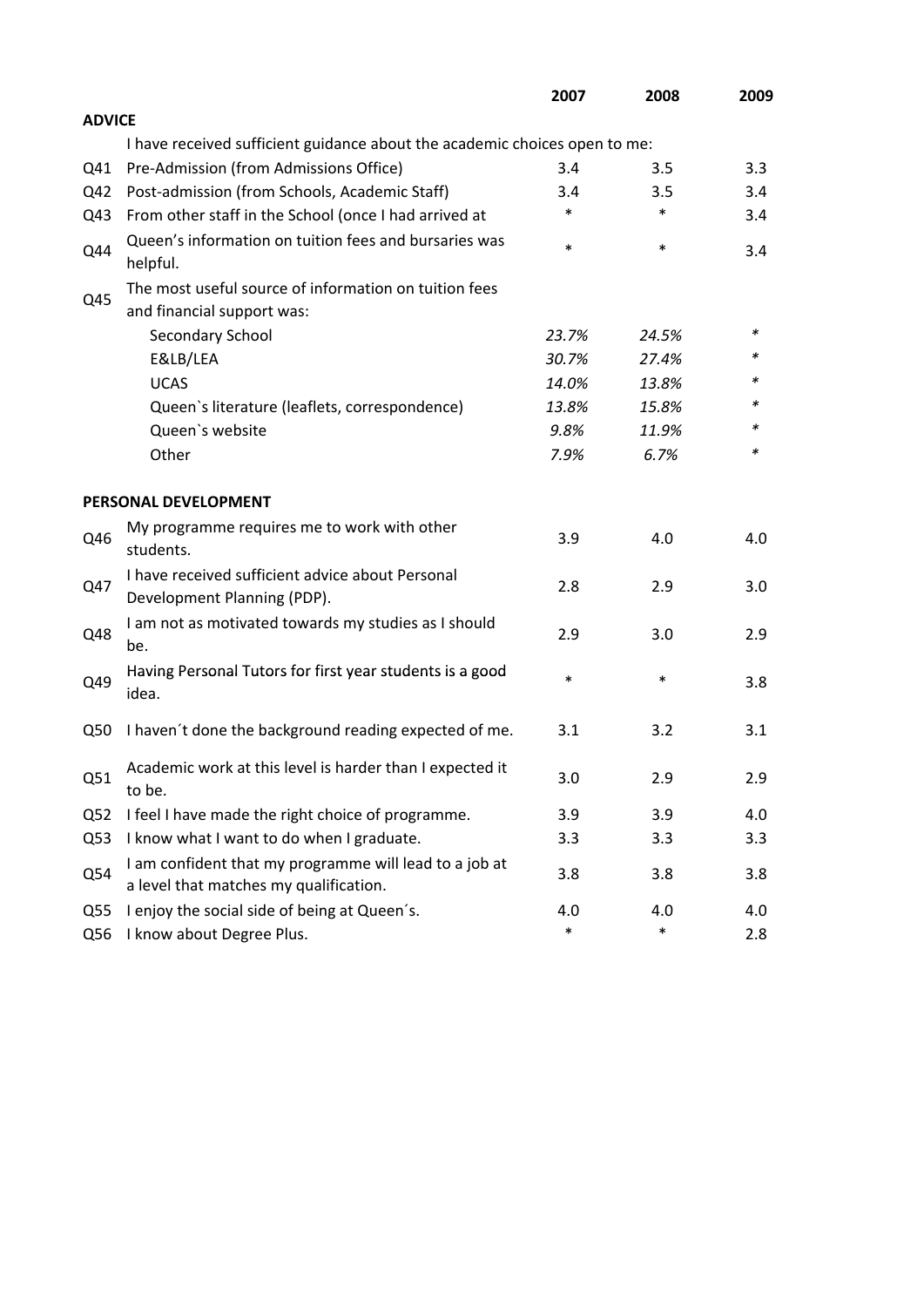| | | 2007 | 2008 | 2009 |
|---|---|---|---|---|
| **ADVICE** | | | | |
| | I have received sufficient guidance about the academic choices open to me: | | | |
| Q41 | Pre-Admission (from Admissions Office) | 3.4 | 3.5 | 3.3 |
| Q42 | Post-admission (from Schools, Academic Staff) | 3.4 | 3.5 | 3.4 |
| Q43 | From other staff in the School (once I had arrived at | * | * | 3.4 |
| Q44 | Queen's information on tuition fees and bursaries was helpful. | * | * | 3.4 |
| Q45 | The most useful source of information on tuition fees and financial support was: | | | |
| | Secondary School | *23.7%* | *24.5%* | * |
| | E&LB/LEA | *30.7%* | *27.4%* | * |
| | UCAS | *14.0%* | *13.8%* | * |
| | Queen`s literature (leaflets, correspondence) | *13.8%* | *15.8%* | * |
| | Queen`s website | *9.8%* | *11.9%* | * |
| | Other | *7.9%* | *6.7%* | * |
| **PERSONAL DEVELOPMENT** | | | | |
| Q46 | My programme requires me to work with other students. | 3.9 | 4.0 | 4.0 |
| Q47 | I have received sufficient advice about Personal Development Planning (PDP). | 2.8 | 2.9 | 3.0 |
| Q48 | I am not as motivated towards my studies as I should be. | 2.9 | 3.0 | 2.9 |
| Q49 | Having Personal Tutors for first year students is a good idea. | * | * | 3.8 |
| Q50 | I haven´t done the background reading expected of me. | 3.1 | 3.2 | 3.1 |
| Q51 | Academic work at this level is harder than I expected it to be. | 3.0 | 2.9 | 2.9 |
| Q52 | I feel I have made the right choice of programme. | 3.9 | 3.9 | 4.0 |
| Q53 | I know what I want to do when I graduate. | 3.3 | 3.3 | 3.3 |
| Q54 | I am confident that my programme will lead to a job at a level that matches my qualification. | 3.8 | 3.8 | 3.8 |
| Q55 | I enjoy the social side of being at Queen´s. | 4.0 | 4.0 | 4.0 |
| Q56 | I know about Degree Plus. | * | * | 2.8 |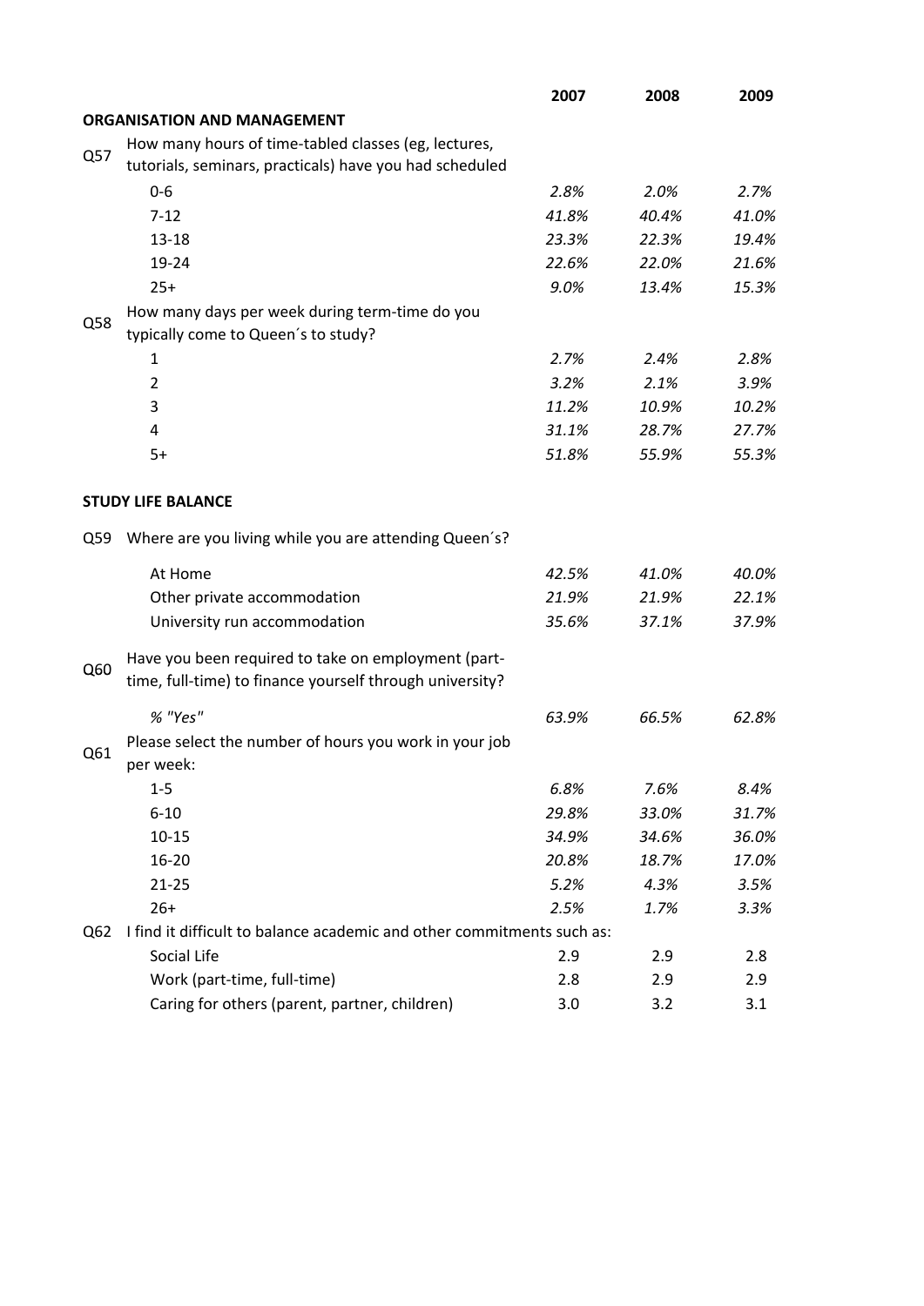| | | 2007 | 2008 | 2009 |
|---|---|---|---|---|
| | **ORGANISATION AND MANAGEMENT** | | | |
| Q57 | How many hours of time-tabled classes (eg, lectures, tutorials, seminars, practicals) have you had scheduled | | | |
| | 0-6 | *2.8%* | *2.0%* | *2.7%* |
| | 7-12 | *41.8%* | *40.4%* | *41.0%* |
| | 13-18 | *23.3%* | *22.3%* | *19.4%* |
| | 19-24 | *22.6%* | *22.0%* | *21.6%* |
| | 25+ | *9.0%* | *13.4%* | *15.3%* |
| Q58 | How many days per week during term-time do you typically come to Queen´s to study? | | | |
| | 1 | *2.7%* | *2.4%* | *2.8%* |
| | 2 | *3.2%* | *2.1%* | *3.9%* |
| | 3 | *11.2%* | *10.9%* | *10.2%* |
| | 4 | *31.1%* | *28.7%* | *27.7%* |
| | 5+ | *51.8%* | *55.9%* | *55.3%* |
| | **STUDY LIFE BALANCE** | | | |
| Q59 | Where are you living while you are attending Queen´s? | | | |
| | At Home | *42.5%* | *41.0%* | *40.0%* |
| | Other private accommodation | *21.9%* | *21.9%* | *22.1%* |
| | University run accommodation | *35.6%* | *37.1%* | *37.9%* |
| Q60 | Have you been required to take on employment (part-time, full-time) to finance yourself through university? | | | |
| | *% "Yes"* | *63.9%* | *66.5%* | *62.8%* |
| Q61 | Please select the number of hours you work in your job per week: | | | |
| | 1-5 | *6.8%* | *7.6%* | *8.4%* |
| | 6-10 | *29.8%* | *33.0%* | *31.7%* |
| | 10-15 | *34.9%* | *34.6%* | *36.0%* |
| | 16-20 | *20.8%* | *18.7%* | *17.0%* |
| | 21-25 | *5.2%* | *4.3%* | *3.5%* |
| | 26+ | *2.5%* | *1.7%* | *3.3%* |
| Q62 | I find it difficult to balance academic and other commitments such as: | | | |
| | Social Life | 2.9 | 2.9 | 2.8 |
| | Work (part-time, full-time) | 2.8 | 2.9 | 2.9 |
| | Caring for others (parent, partner, children) | 3.0 | 3.2 | 3.1 |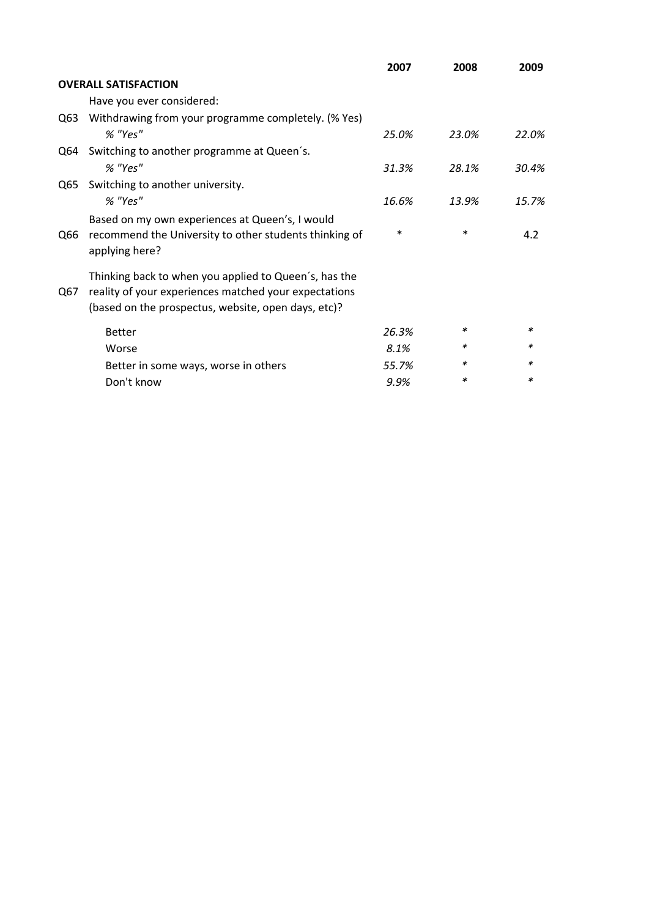| | | 2007 | 2008 | 2009 |
|---|---|---|---|---|
| **OVERALL SATISFACTION** | | | | |
| | Have you ever considered: | | | |
| Q63 | Withdrawing from your programme completely. (% Yes) | | | |
| | *% "Yes"* | *25.0%* | *23.0%* | *22.0%* |
| Q64 | Switching to another programme at Queen´s. | | | |
| | *% "Yes"* | *31.3%* | *28.1%* | *30.4%* |
| Q65 | Switching to another university. | | | |
| | *% "Yes"* | *16.6%* | *13.9%* | *15.7%* |
| Q66 | Based on my own experiences at Queen's, I would recommend the University to other students thinking of applying here? | * | * | 4.2 |
| Q67 | Thinking back to when you applied to Queen´s, has the reality of your experiences matched your expectations (based on the prospectus, website, open days, etc)? | | | |
| | Better | *26.3%* | * | * |
| | Worse | *8.1%* | * | * |
| | Better in some ways, worse in others | *55.7%* | * | * |
| | Don't know | *9.9%* | * | * |